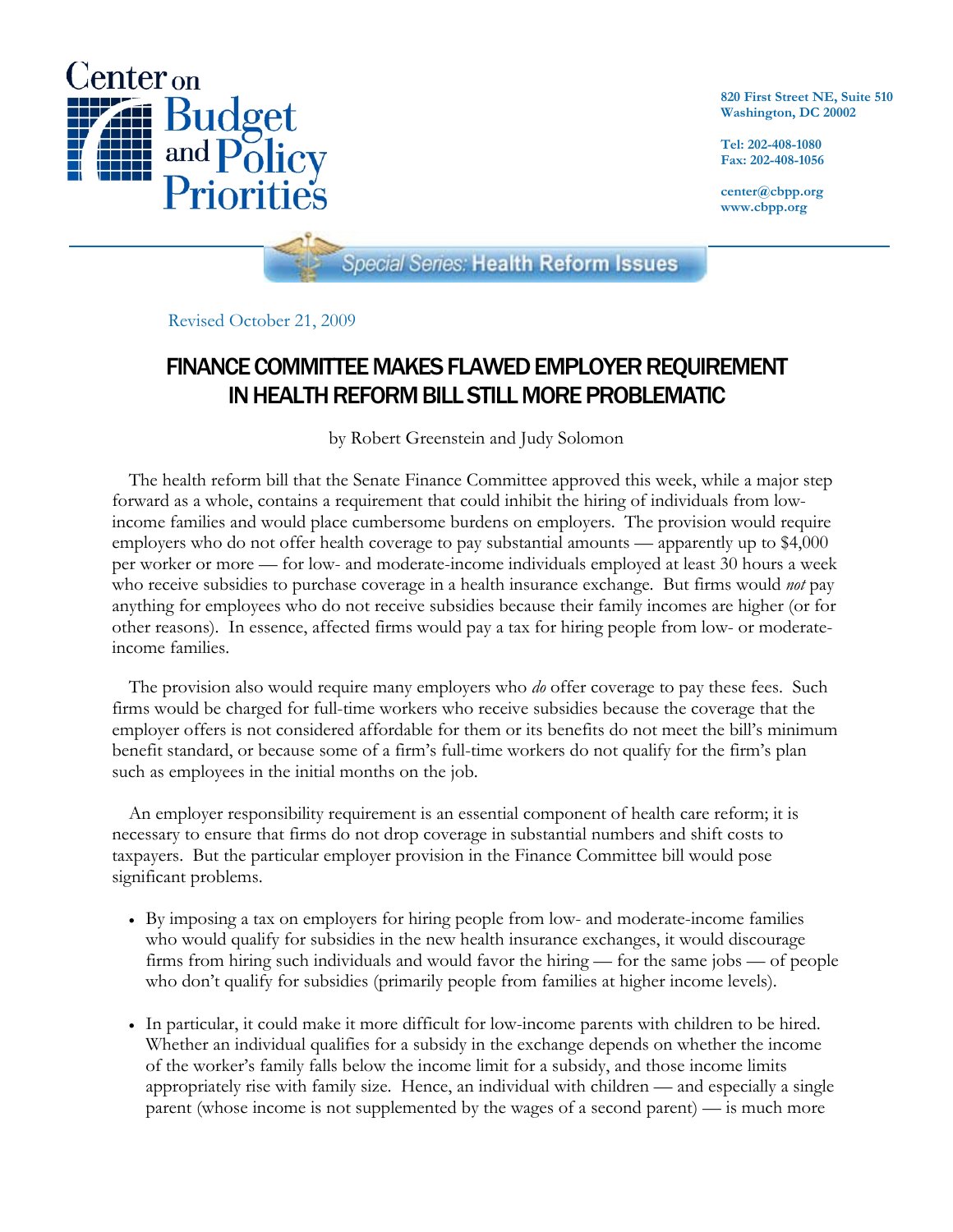Center on Budget and Policy Priorities

820 First Street NE, Suite 510
Washington, DC 20002

Tel: 202-408-1080
Fax: 202-408-1056

center@cbpp.org
www.cbpp.org

*Special Series:* **Health Reform Issues**

Revised October 21, 2009

# FINANCE COMMITTEE MAKES FLAWED EMPLOYER REQUIREMENT IN HEALTH REFORM BILL STILL MORE PROBLEMATIC

by Robert Greenstein and Judy Solomon

The health reform bill that the Senate Finance Committee approved this week, while a major step forward as a whole, contains a requirement that could inhibit the hiring of individuals from low-income families and would place cumbersome burdens on employers. The provision would require employers who do not offer health coverage to pay substantial amounts — apparently up to $4,000 per worker or more — for low- and moderate-income individuals employed at least 30 hours a week who receive subsidies to purchase coverage in a health insurance exchange. But firms would *not* pay anything for employees who do not receive subsidies because their family incomes are higher (or for other reasons). In essence, affected firms would pay a tax for hiring people from low- or moderate-income families.

The provision also would require many employers who *do* offer coverage to pay these fees. Such firms would be charged for full-time workers who receive subsidies because the coverage that the employer offers is not considered affordable for them or its benefits do not meet the bill's minimum benefit standard, or because some of a firm's full-time workers do not qualify for the firm's plan such as employees in the initial months on the job.

An employer responsibility requirement is an essential component of health care reform; it is necessary to ensure that firms do not drop coverage in substantial numbers and shift costs to taxpayers. But the particular employer provision in the Finance Committee bill would pose significant problems.

- By imposing a tax on employers for hiring people from low- and moderate-income families who would qualify for subsidies in the new health insurance exchanges, it would discourage firms from hiring such individuals and would favor the hiring — for the same jobs — of people who don't qualify for subsidies (primarily people from families at higher income levels).
- In particular, it could make it more difficult for low-income parents with children to be hired. Whether an individual qualifies for a subsidy in the exchange depends on whether the income of the worker's family falls below the income limit for a subsidy, and those income limits appropriately rise with family size. Hence, an individual with children — and especially a single parent (whose income is not supplemented by the wages of a second parent) — is much more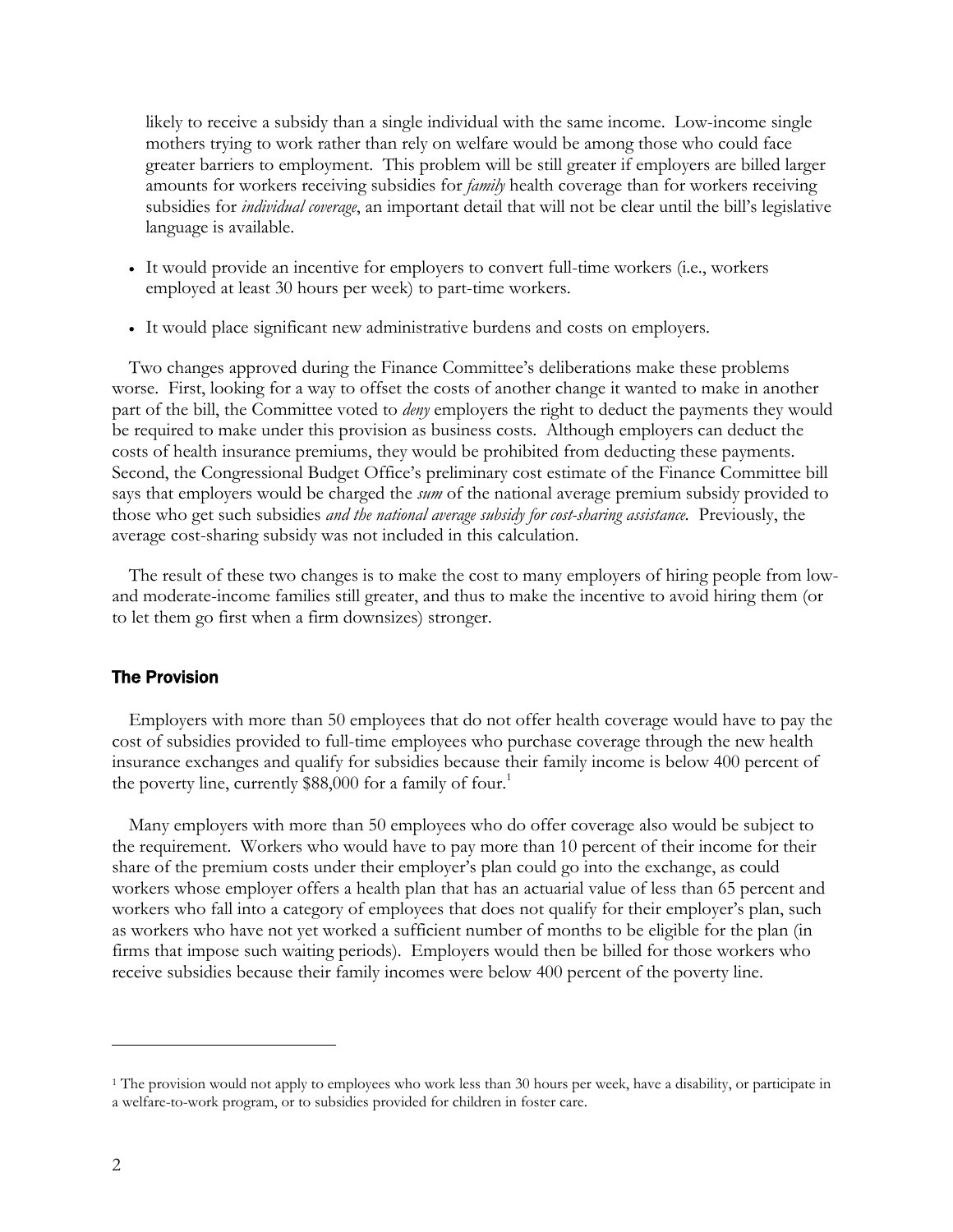likely to receive a subsidy than a single individual with the same income. Low-income single mothers trying to work rather than rely on welfare would be among those who could face greater barriers to employment. This problem will be still greater if employers are billed larger amounts for workers receiving subsidies for *family* health coverage than for workers receiving subsidies for *individual coverage*, an important detail that will not be clear until the bill's legislative language is available.

- It would provide an incentive for employers to convert full-time workers (i.e., workers employed at least 30 hours per week) to part-time workers.
- It would place significant new administrative burdens and costs on employers.

Two changes approved during the Finance Committee's deliberations make these problems worse. First, looking for a way to offset the costs of another change it wanted to make in another part of the bill, the Committee voted to *deny* employers the right to deduct the payments they would be required to make under this provision as business costs. Although employers can deduct the costs of health insurance premiums, they would be prohibited from deducting these payments. Second, the Congressional Budget Office's preliminary cost estimate of the Finance Committee bill says that employers would be charged the *sum* of the national average premium subsidy provided to those who get such subsidies *and the national average subsidy for cost-sharing assistance.* Previously, the average cost-sharing subsidy was not included in this calculation.

The result of these two changes is to make the cost to many employers of hiring people from low- and moderate-income families still greater, and thus to make the incentive to avoid hiring them (or to let them go first when a firm downsizes) stronger.

## The Provision

Employers with more than 50 employees that do not offer health coverage would have to pay the cost of subsidies provided to full-time employees who purchase coverage through the new health insurance exchanges and qualify for subsidies because their family income is below 400 percent of the poverty line, currently $88,000 for a family of four.[1]

Many employers with more than 50 employees who do offer coverage also would be subject to the requirement. Workers who would have to pay more than 10 percent of their income for their share of the premium costs under their employer's plan could go into the exchange, as could workers whose employer offers a health plan that has an actuarial value of less than 65 percent and workers who fall into a category of employees that does not qualify for their employer's plan, such as workers who have not yet worked a sufficient number of months to be eligible for the plan (in firms that impose such waiting periods). Employers would then be billed for those workers who receive subsidies because their family incomes were below 400 percent of the poverty line.

---

[1] The provision would not apply to employees who work less than 30 hours per week, have a disability, or participate in a welfare-to-work program, or to subsidies provided for children in foster care.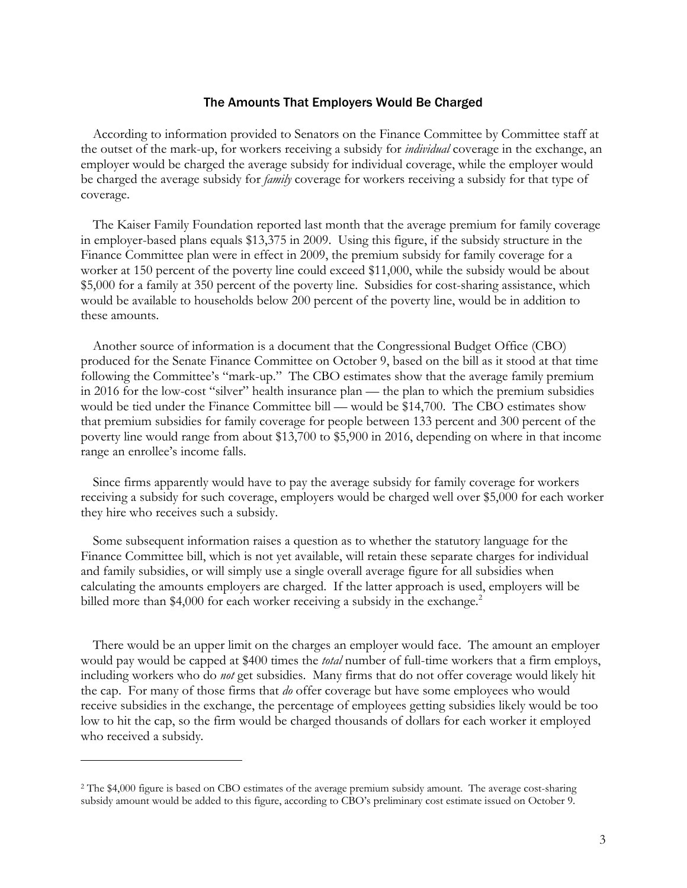## The Amounts That Employers Would Be Charged

According to information provided to Senators on the Finance Committee by Committee staff at the outset of the mark-up, for workers receiving a subsidy for *individual* coverage in the exchange, an employer would be charged the average subsidy for individual coverage, while the employer would be charged the average subsidy for *family* coverage for workers receiving a subsidy for that type of coverage.

The Kaiser Family Foundation reported last month that the average premium for family coverage in employer-based plans equals $13,375 in 2009. Using this figure, if the subsidy structure in the Finance Committee plan were in effect in 2009, the premium subsidy for family coverage for a worker at 150 percent of the poverty line could exceed $11,000, while the subsidy would be about $5,000 for a family at 350 percent of the poverty line. Subsidies for cost-sharing assistance, which would be available to households below 200 percent of the poverty line, would be in addition to these amounts.

Another source of information is a document that the Congressional Budget Office (CBO) produced for the Senate Finance Committee on October 9, based on the bill as it stood at that time following the Committee's "mark-up." The CBO estimates show that the average family premium in 2016 for the low-cost "silver" health insurance plan — the plan to which the premium subsidies would be tied under the Finance Committee bill — would be $14,700. The CBO estimates show that premium subsidies for family coverage for people between 133 percent and 300 percent of the poverty line would range from about $13,700 to $5,900 in 2016, depending on where in that income range an enrollee's income falls.

Since firms apparently would have to pay the average subsidy for family coverage for workers receiving a subsidy for such coverage, employers would be charged well over $5,000 for each worker they hire who receives such a subsidy.

Some subsequent information raises a question as to whether the statutory language for the Finance Committee bill, which is not yet available, will retain these separate charges for individual and family subsidies, or will simply use a single overall average figure for all subsidies when calculating the amounts employers are charged. If the latter approach is used, employers will be billed more than $4,000 for each worker receiving a subsidy in the exchange.[2]

There would be an upper limit on the charges an employer would face. The amount an employer would pay would be capped at $400 times the *total* number of full-time workers that a firm employs, including workers who do *not* get subsidies. Many firms that do not offer coverage would likely hit the cap. For many of those firms that *do* offer coverage but have some employees who would receive subsidies in the exchange, the percentage of employees getting subsidies likely would be too low to hit the cap, so the firm would be charged thousands of dollars for each worker it employed who received a subsidy.

---

[2] The $4,000 figure is based on CBO estimates of the average premium subsidy amount. The average cost-sharing subsidy amount would be added to this figure, according to CBO's preliminary cost estimate issued on October 9.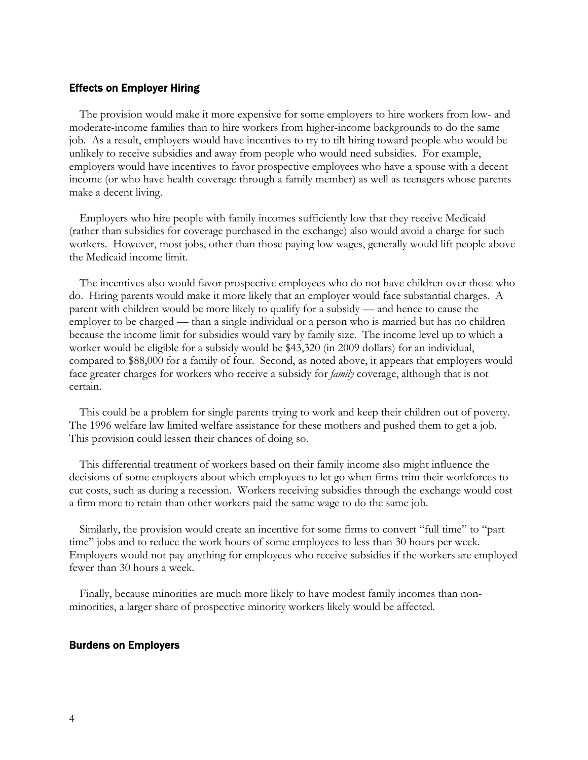### Effects on Employer Hiring

The provision would make it more expensive for some employers to hire workers from low- and moderate-income families than to hire workers from higher-income backgrounds to do the same job. As a result, employers would have incentives to try to tilt hiring toward people who would be unlikely to receive subsidies and away from people who would need subsidies. For example, employers would have incentives to favor prospective employees who have a spouse with a decent income (or who have health coverage through a family member) as well as teenagers whose parents make a decent living.

Employers who hire people with family incomes sufficiently low that they receive Medicaid (rather than subsidies for coverage purchased in the exchange) also would avoid a charge for such workers. However, most jobs, other than those paying low wages, generally would lift people above the Medicaid income limit.

The incentives also would favor prospective employees who do not have children over those who do. Hiring parents would make it more likely that an employer would face substantial charges. A parent with children would be more likely to qualify for a subsidy — and hence to cause the employer to be charged — than a single individual or a person who is married but has no children because the income limit for subsidies would vary by family size. The income level up to which a worker would be eligible for a subsidy would be $43,320 (in 2009 dollars) for an individual, compared to $88,000 for a family of four. Second, as noted above, it appears that employers would face greater charges for workers who receive a subsidy for *family* coverage, although that is not certain.

This could be a problem for single parents trying to work and keep their children out of poverty. The 1996 welfare law limited welfare assistance for these mothers and pushed them to get a job. This provision could lessen their chances of doing so.

This differential treatment of workers based on their family income also might influence the decisions of some employers about which employees to let go when firms trim their workforces to cut costs, such as during a recession. Workers receiving subsidies through the exchange would cost a firm more to retain than other workers paid the same wage to do the same job.

Similarly, the provision would create an incentive for some firms to convert "full time" to "part time" jobs and to reduce the work hours of some employees to less than 30 hours per week. Employers would not pay anything for employees who receive subsidies if the workers are employed fewer than 30 hours a week.

Finally, because minorities are much more likely to have modest family incomes than non-minorities, a larger share of prospective minority workers likely would be affected.

### Burdens on Employers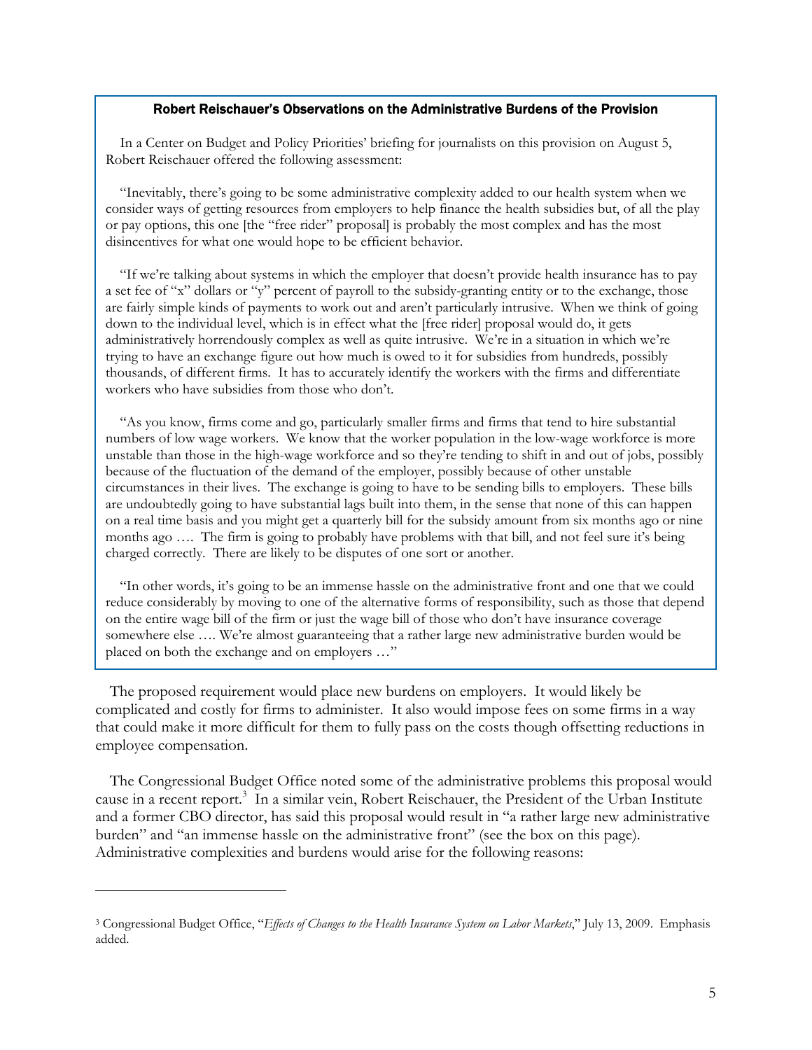### Robert Reischauer's Observations on the Administrative Burdens of the Provision

In a Center on Budget and Policy Priorities' briefing for journalists on this provision on August 5, Robert Reischauer offered the following assessment:

"Inevitably, there's going to be some administrative complexity added to our health system when we consider ways of getting resources from employers to help finance the health subsidies but, of all the play or pay options, this one [the "free rider" proposal] is probably the most complex and has the most disincentives for what one would hope to be efficient behavior.

"If we're talking about systems in which the employer that doesn't provide health insurance has to pay a set fee of "x" dollars or "y" percent of payroll to the subsidy-granting entity or to the exchange, those are fairly simple kinds of payments to work out and aren't particularly intrusive. When we think of going down to the individual level, which is in effect what the [free rider] proposal would do, it gets administratively horrendously complex as well as quite intrusive. We're in a situation in which we're trying to have an exchange figure out how much is owed to it for subsidies from hundreds, possibly thousands, of different firms. It has to accurately identify the workers with the firms and differentiate workers who have subsidies from those who don't.

"As you know, firms come and go, particularly smaller firms and firms that tend to hire substantial numbers of low wage workers. We know that the worker population in the low-wage workforce is more unstable than those in the high-wage workforce and so they're tending to shift in and out of jobs, possibly because of the fluctuation of the demand of the employer, possibly because of other unstable circumstances in their lives. The exchange is going to have to be sending bills to employers. These bills are undoubtedly going to have substantial lags built into them, in the sense that none of this can happen on a real time basis and you might get a quarterly bill for the subsidy amount from six months ago or nine months ago …. The firm is going to probably have problems with that bill, and not feel sure it's being charged correctly. There are likely to be disputes of one sort or another.

"In other words, it's going to be an immense hassle on the administrative front and one that we could reduce considerably by moving to one of the alternative forms of responsibility, such as those that depend on the entire wage bill of the firm or just the wage bill of those who don't have insurance coverage somewhere else …. We're almost guaranteeing that a rather large new administrative burden would be placed on both the exchange and on employers …"

The proposed requirement would place new burdens on employers. It would likely be complicated and costly for firms to administer. It also would impose fees on some firms in a way that could make it more difficult for them to fully pass on the costs though offsetting reductions in employee compensation.

The Congressional Budget Office noted some of the administrative problems this proposal would cause in a recent report.[3] In a similar vein, Robert Reischauer, the President of the Urban Institute and a former CBO director, has said this proposal would result in "a rather large new administrative burden" and "an immense hassle on the administrative front" (see the box on this page). Administrative complexities and burdens would arise for the following reasons:

---

[3] Congressional Budget Office, "*Effects of Changes to the Health Insurance System on Labor Markets*," July 13, 2009. Emphasis added.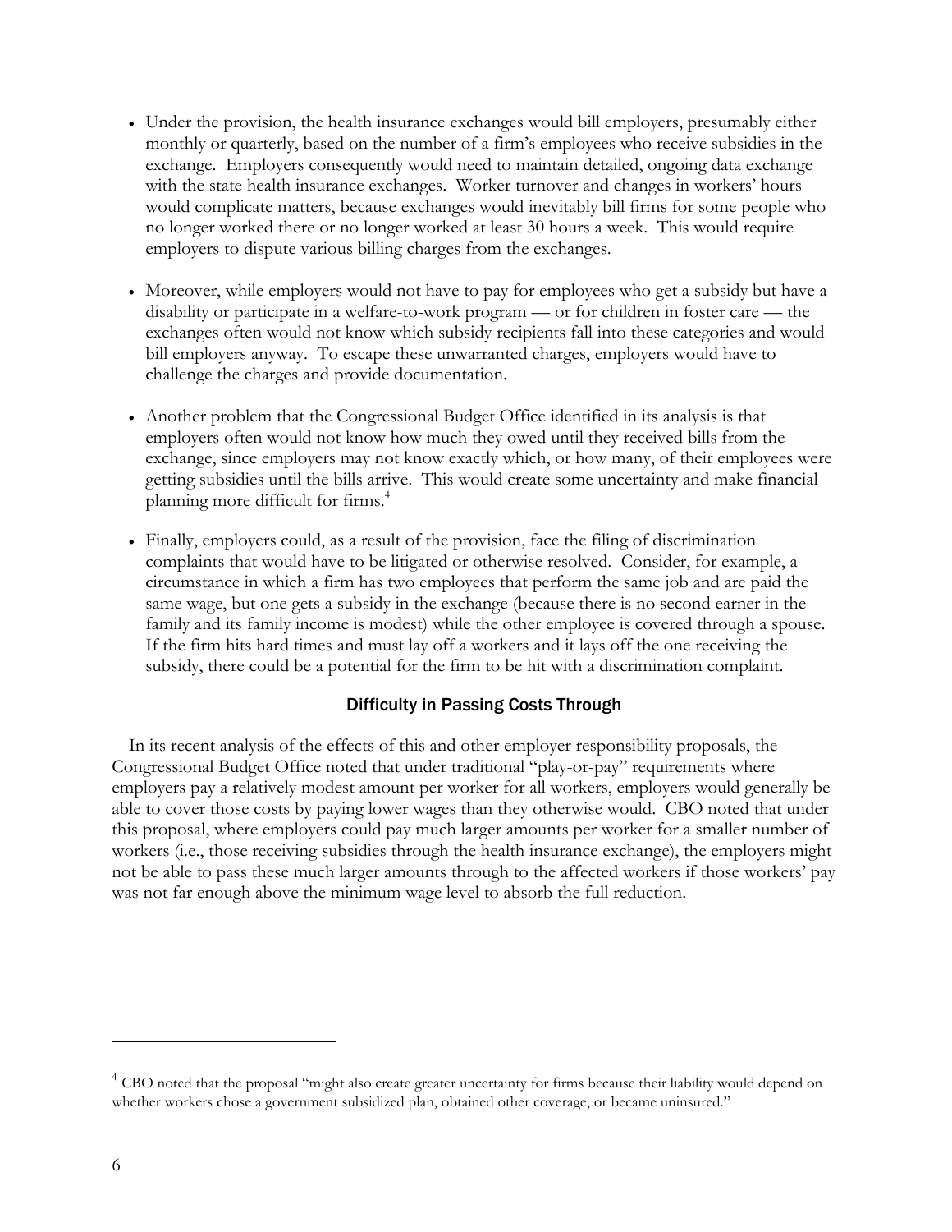- Under the provision, the health insurance exchanges would bill employers, presumably either monthly or quarterly, based on the number of a firm's employees who receive subsidies in the exchange. Employers consequently would need to maintain detailed, ongoing data exchange with the state health insurance exchanges. Worker turnover and changes in workers' hours would complicate matters, because exchanges would inevitably bill firms for some people who no longer worked there or no longer worked at least 30 hours a week. This would require employers to dispute various billing charges from the exchanges.

- Moreover, while employers would not have to pay for employees who get a subsidy but have a disability or participate in a welfare-to-work program — or for children in foster care — the exchanges often would not know which subsidy recipients fall into these categories and would bill employers anyway. To escape these unwarranted charges, employers would have to challenge the charges and provide documentation.

- Another problem that the Congressional Budget Office identified in its analysis is that employers often would not know how much they owed until they received bills from the exchange, since employers may not know exactly which, or how many, of their employees were getting subsidies until the bills arrive. This would create some uncertainty and make financial planning more difficult for firms.[4]

- Finally, employers could, as a result of the provision, face the filing of discrimination complaints that would have to be litigated or otherwise resolved. Consider, for example, a circumstance in which a firm has two employees that perform the same job and are paid the same wage, but one gets a subsidy in the exchange (because there is no second earner in the family and its family income is modest) while the other employee is covered through a spouse. If the firm hits hard times and must lay off a workers and it lays off the one receiving the subsidy, there could be a potential for the firm to be hit with a discrimination complaint.

## Difficulty in Passing Costs Through

In its recent analysis of the effects of this and other employer responsibility proposals, the Congressional Budget Office noted that under traditional "play-or-pay" requirements where employers pay a relatively modest amount per worker for all workers, employers would generally be able to cover those costs by paying lower wages than they otherwise would. CBO noted that under this proposal, where employers could pay much larger amounts per worker for a smaller number of workers (i.e., those receiving subsidies through the health insurance exchange), the employers might not be able to pass these much larger amounts through to the affected workers if those workers' pay was not far enough above the minimum wage level to absorb the full reduction.

---

[4] CBO noted that the proposal "might also create greater uncertainty for firms because their liability would depend on whether workers chose a government subsidized plan, obtained other coverage, or became uninsured."